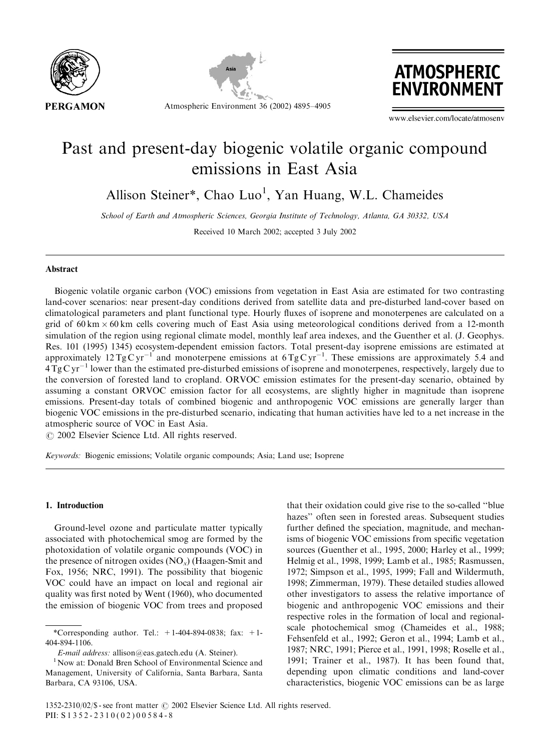# Past and present-day biogenic volatile organic compound emissions in East Asia

Allison Steiner*, Chao Luo[1], Yan Huang, W.L. Chameides

*School of Earth and Atmospheric Sciences, Georgia Institute of Technology, Atlanta, GA 30332, USA*

Received 10 March 2002; accepted 3 July 2002

## Abstract

Biogenic volatile organic carbon (VOC) emissions from vegetation in East Asia are estimated for two contrasting land-cover scenarios: near present-day conditions derived from satellite data and pre-disturbed land-cover based on climatological parameters and plant functional type. Hourly fluxes of isoprene and monoterpenes are calculated on a grid of $60\,\text{km} \times 60\,\text{km}$ cells covering much of East Asia using meteorological conditions derived from a 12-month simulation of the region using regional climate model, monthly leaf area indexes, and the Guenther et al. (J. Geophys. Res. 101 (1995) 1345) ecosystem-dependent emission factors. Total present-day isoprene emissions are estimated at approximately $12\,\text{Tg}\,\text{C}\,\text{yr}^{-1}$ and monoterpene emissions at $6\,\text{Tg}\,\text{C}\,\text{yr}^{-1}$. These emissions are approximately 5.4 and $4\,\text{Tg}\,\text{C}\,\text{yr}^{-1}$ lower than the estimated pre-disturbed emissions of isoprene and monoterpenes, respectively, largely due to the conversion of forested land to cropland. ORVOC emission estimates for the present-day scenario, obtained by assuming a constant ORVOC emission factor for all ecosystems, are slightly higher in magnitude than isoprene emissions. Present-day totals of combined biogenic and anthropogenic VOC emissions are generally larger than biogenic VOC emissions in the pre-disturbed scenario, indicating that human activities have led to a net increase in the atmospheric source of VOC in East Asia.

© 2002 Elsevier Science Ltd. All rights reserved.

*Keywords:* Biogenic emissions; Volatile organic compounds; Asia; Land use; Isoprene

## 1. Introduction

Ground-level ozone and particulate matter typically associated with photochemical smog are formed by the photoxidation of volatile organic compounds (VOC) in the presence of nitrogen oxides ($NO_x$) (Haagen-Smit and Fox, 1956; NRC, 1991). The possibility that biogenic VOC could have an impact on local and regional air quality was first noted by Went (1960), who documented the emission of biogenic VOC from trees and proposed that their oxidation could give rise to the so-called "blue hazes" often seen in forested areas. Subsequent studies further defined the speciation, magnitude, and mechanisms of biogenic VOC emissions from specific vegetation sources (Guenther et al., 1995, 2000; Harley et al., 1999; Helmig et al., 1998, 1999; Lamb et al., 1985; Rasmussen, 1972; Simpson et al., 1995, 1999; Fall and Wildermuth, 1998; Zimmerman, 1979). These detailed studies allowed other investigators to assess the relative importance of biogenic and anthropogenic VOC emissions and their respective roles in the formation of local and regional-scale photochemical smog (Chameides et al., 1988; Fehsenfeld et al., 1992; Geron et al., 1994; Lamb et al., 1987; NRC, 1991; Pierce et al., 1991, 1998; Roselle et al., 1991; Trainer et al., 1987). It has been found that, depending upon climatic conditions and land-cover characteristics, biogenic VOC emissions can be as large

*Corresponding author. Tel.: +1-404-894-0838; fax: +1-404-894-1106.

*E-mail address:* allison@eas.gatech.edu (A. Steiner).

[1] Now at: Donald Bren School of Environmental Science and Management, University of California, Santa Barbara, Santa Barbara, CA 93106, USA.

1352-2310/02/$ - see front matter © 2002 Elsevier Science Ltd. All rights reserved.
PII: S1352-2310(02)00584-8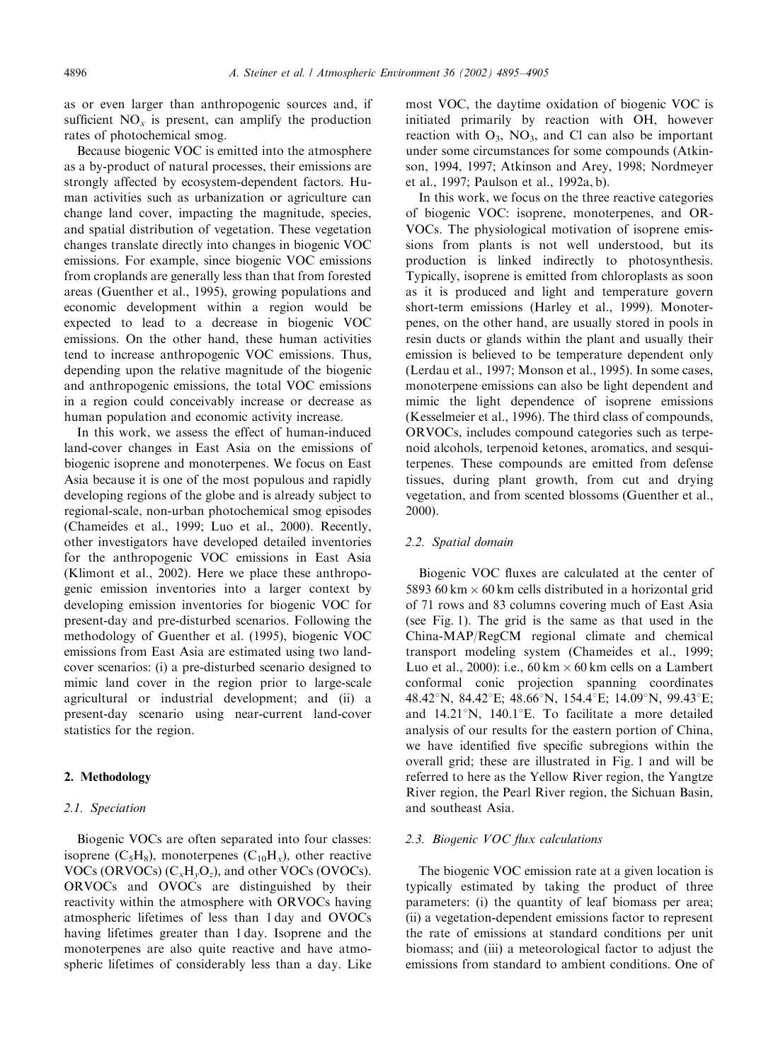as or even larger than anthropogenic sources and, if sufficient $NO_x$ is present, can amplify the production rates of photochemical smog.

Because biogenic VOC is emitted into the atmosphere as a by-product of natural processes, their emissions are strongly affected by ecosystem-dependent factors. Human activities such as urbanization or agriculture can change land cover, impacting the magnitude, species, and spatial distribution of vegetation. These vegetation changes translate directly into changes in biogenic VOC emissions. For example, since biogenic VOC emissions from croplands are generally less than that from forested areas (Guenther et al., 1995), growing populations and economic development within a region would be expected to lead to a decrease in biogenic VOC emissions. On the other hand, these human activities tend to increase anthropogenic VOC emissions. Thus, depending upon the relative magnitude of the biogenic and anthropogenic emissions, the total VOC emissions in a region could conceivably increase or decrease as human population and economic activity increase.

In this work, we assess the effect of human-induced land-cover changes in East Asia on the emissions of biogenic isoprene and monoterpenes. We focus on East Asia because it is one of the most populous and rapidly developing regions of the globe and is already subject to regional-scale, non-urban photochemical smog episodes (Chameides et al., 1999; Luo et al., 2000). Recently, other investigators have developed detailed inventories for the anthropogenic VOC emissions in East Asia (Klimont et al., 2002). Here we place these anthropogenic emission inventories into a larger context by developing emission inventories for biogenic VOC for present-day and pre-disturbed scenarios. Following the methodology of Guenther et al. (1995), biogenic VOC emissions from East Asia are estimated using two land-cover scenarios: (i) a pre-disturbed scenario designed to mimic land cover in the region prior to large-scale agricultural or industrial development; and (ii) a present-day scenario using near-current land-cover statistics for the region.

## 2. Methodology

### 2.1. Speciation

Biogenic VOCs are often separated into four classes: isoprene ($C_5H_8$), monoterpenes ($C_{10}H_x$), other reactive VOCs (ORVOCs) ($C_xH_yO_z$), and other VOCs (OVOCs). ORVOCs and OVOCs are distinguished by their reactivity within the atmosphere with ORVOCs having atmospheric lifetimes of less than 1 day and OVOCs having lifetimes greater than 1 day. Isoprene and the monoterpenes are also quite reactive and have atmospheric lifetimes of considerably less than a day. Like most VOC, the daytime oxidation of biogenic VOC is initiated primarily by reaction with OH, however reaction with $O_3$, $NO_3$, and Cl can also be important under some circumstances for some compounds (Atkinson, 1994, 1997; Atkinson and Arey, 1998; Nordmeyer et al., 1997; Paulson et al., 1992a, b).

In this work, we focus on the three reactive categories of biogenic VOC: isoprene, monoterpenes, and ORVOCs. The physiological motivation of isoprene emissions from plants is not well understood, but its production is linked indirectly to photosynthesis. Typically, isoprene is emitted from chloroplasts as soon as it is produced and light and temperature govern short-term emissions (Harley et al., 1999). Monoterpenes, on the other hand, are usually stored in pools in resin ducts or glands within the plant and usually their emission is believed to be temperature dependent only (Lerdau et al., 1997; Monson et al., 1995). In some cases, monoterpene emissions can also be light dependent and mimic the light dependence of isoprene emissions (Kesselmeier et al., 1996). The third class of compounds, ORVOCs, includes compound categories such as terpenoid alcohols, terpenoid ketones, aromatics, and sesquiterpenes. These compounds are emitted from defense tissues, during plant growth, from cut and drying vegetation, and from scented blossoms (Guenther et al., 2000).

### 2.2. Spatial domain

Biogenic VOC fluxes are calculated at the center of 5893 60 km × 60 km cells distributed in a horizontal grid of 71 rows and 83 columns covering much of East Asia (see Fig. 1). The grid is the same as that used in the China-MAP/RegCM regional climate and chemical transport modeling system (Chameides et al., 1999; Luo et al., 2000): i.e., 60 km × 60 km cells on a Lambert conformal conic projection spanning coordinates 48.42°N, 84.42°E; 48.66°N, 154.4°E; 14.09°N, 99.43°E; and 14.21°N, 140.1°E. To facilitate a more detailed analysis of our results for the eastern portion of China, we have identified five specific subregions within the overall grid; these are illustrated in Fig. 1 and will be referred to here as the Yellow River region, the Yangtze River region, the Pearl River region, the Sichuan Basin, and southeast Asia.

### 2.3. Biogenic VOC flux calculations

The biogenic VOC emission rate at a given location is typically estimated by taking the product of three parameters: (i) the quantity of leaf biomass per area; (ii) a vegetation-dependent emissions factor to represent the rate of emissions at standard conditions per unit biomass; and (iii) a meteorological factor to adjust the emissions from standard to ambient conditions. One of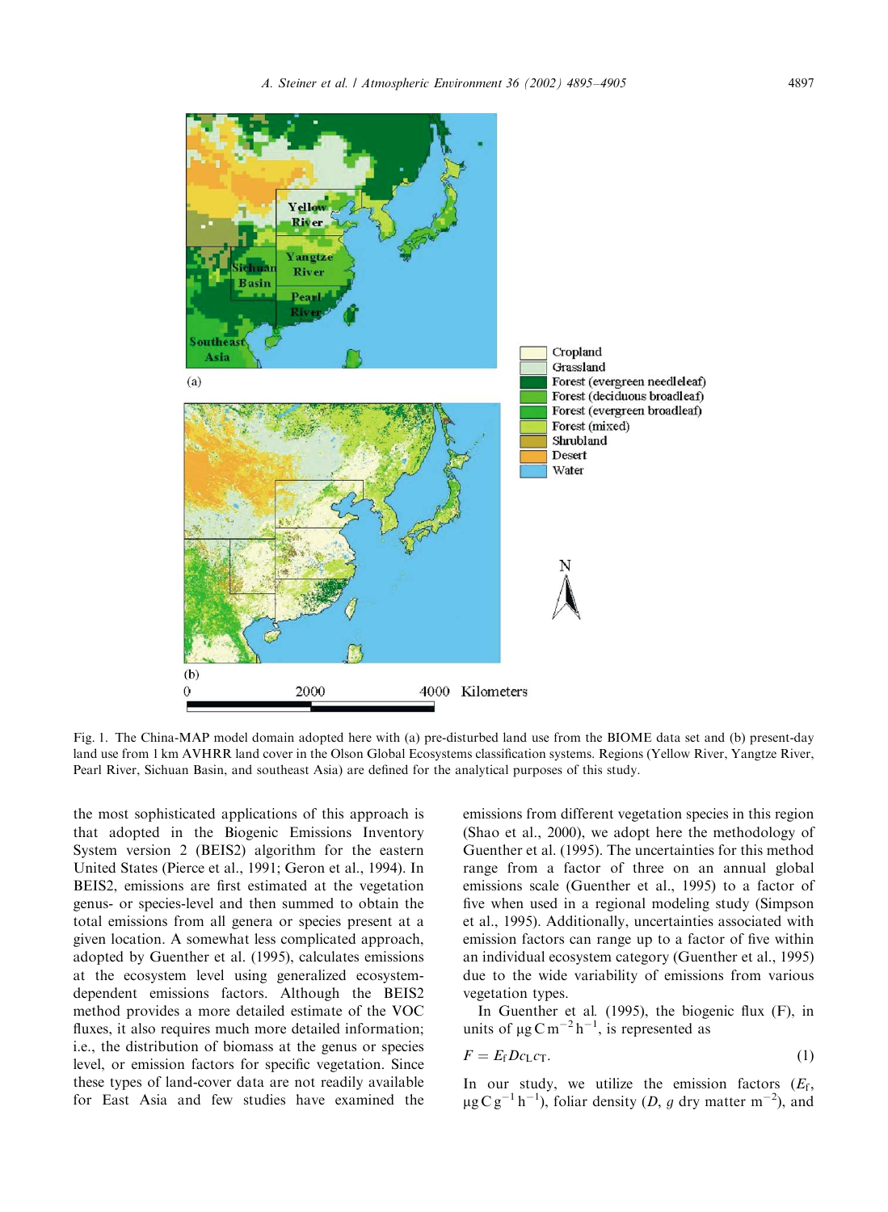Fig. 1. The China-MAP model domain adopted here with (a) pre-disturbed land use from the BIOME data set and (b) present-day land use from 1 km AVHRR land cover in the Olson Global Ecosystems classification systems. Regions (Yellow River, Yangtze River, Pearl River, Sichuan Basin, and southeast Asia) are defined for the analytical purposes of this study.

the most sophisticated applications of this approach is that adopted in the Biogenic Emissions Inventory System version 2 (BEIS2) algorithm for the eastern United States (Pierce et al., 1991; Geron et al., 1994). In BEIS2, emissions are first estimated at the vegetation genus- or species-level and then summed to obtain the total emissions from all genera or species present at a given location. A somewhat less complicated approach, adopted by Guenther et al. (1995), calculates emissions at the ecosystem level using generalized ecosystem-dependent emissions factors. Although the BEIS2 method provides a more detailed estimate of the VOC fluxes, it also requires much more detailed information; i.e., the distribution of biomass at the genus or species level, or emission factors for specific vegetation. Since these types of land-cover data are not readily available for East Asia and few studies have examined the emissions from different vegetation species in this region (Shao et al., 2000), we adopt here the methodology of Guenther et al. (1995). The uncertainties for this method range from a factor of three on an annual global emissions scale (Guenther et al., 1995) to a factor of five when used in a regional modeling study (Simpson et al., 1995). Additionally, uncertainties associated with emission factors can range up to a factor of five within an individual ecosystem category (Guenther et al., 1995) due to the wide variability of emissions from various vegetation types.

In Guenther et al. (1995), the biogenic flux (F), in units of $\mu g\,C\,m^{-2}\,h^{-1}$, is represented as

$$F = E_f D c_L c_T. \tag{1}$$

In our study, we utilize the emission factors ($E_f$, $\mu g\,C\,g^{-1}\,h^{-1}$), foliar density ($D$, $g$ dry matter $m^{-2}$), and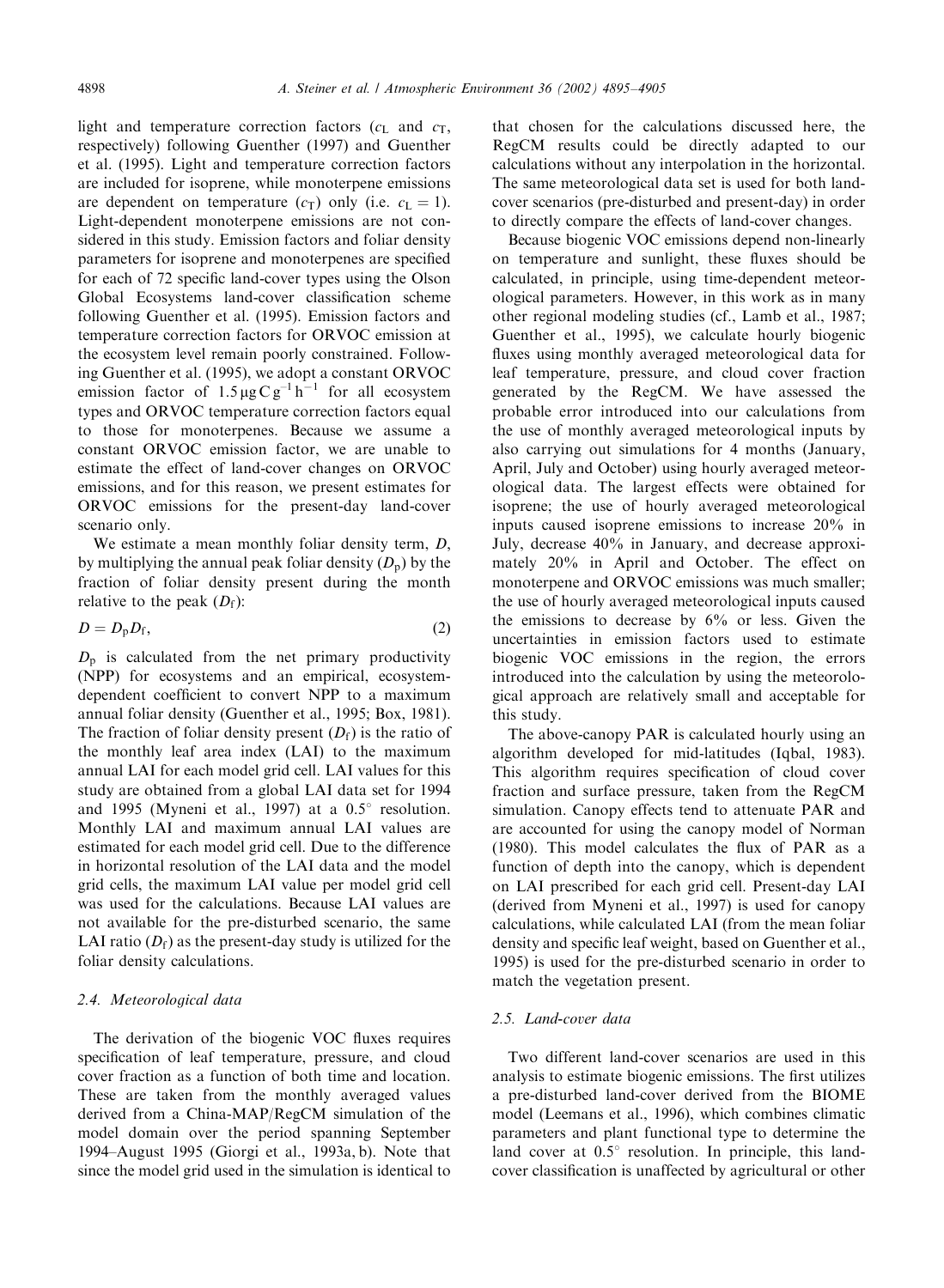light and temperature correction factors ($c_L$ and $c_T$, respectively) following Guenther (1997) and Guenther et al. (1995). Light and temperature correction factors are included for isoprene, while monoterpene emissions are dependent on temperature ($c_T$) only (i.e. $c_L = 1$). Light-dependent monoterpene emissions are not considered in this study. Emission factors and foliar density parameters for isoprene and monoterpenes are specified for each of 72 specific land-cover types using the Olson Global Ecosystems land-cover classification scheme following Guenther et al. (1995). Emission factors and temperature correction factors for ORVOC emission at the ecosystem level remain poorly constrained. Following Guenther et al. (1995), we adopt a constant ORVOC emission factor of $1.5\,\mu g\,C\,g^{-1}\,h^{-1}$ for all ecosystem types and ORVOC temperature correction factors equal to those for monoterpenes. Because we assume a constant ORVOC emission factor, we are unable to estimate the effect of land-cover changes on ORVOC emissions, and for this reason, we present estimates for ORVOC emissions for the present-day land-cover scenario only.

We estimate a mean monthly foliar density term, $D$, by multiplying the annual peak foliar density ($D_p$) by the fraction of foliar density present during the month relative to the peak ($D_f$):

$$D = D_p D_f, \tag{2}$$

$D_p$ is calculated from the net primary productivity (NPP) for ecosystems and an empirical, ecosystem-dependent coefficient to convert NPP to a maximum annual foliar density (Guenther et al., 1995; Box, 1981). The fraction of foliar density present ($D_f$) is the ratio of the monthly leaf area index (LAI) to the maximum annual LAI for each model grid cell. LAI values for this study are obtained from a global LAI data set for 1994 and 1995 (Myneni et al., 1997) at a 0.5° resolution. Monthly LAI and maximum annual LAI values are estimated for each model grid cell. Due to the difference in horizontal resolution of the LAI data and the model grid cells, the maximum LAI value per model grid cell was used for the calculations. Because LAI values are not available for the pre-disturbed scenario, the same LAI ratio ($D_f$) as the present-day study is utilized for the foliar density calculations.

### 2.4. Meteorological data

The derivation of the biogenic VOC fluxes requires specification of leaf temperature, pressure, and cloud cover fraction as a function of both time and location. These are taken from the monthly averaged values derived from a China-MAP/RegCM simulation of the model domain over the period spanning September 1994–August 1995 (Giorgi et al., 1993a, b). Note that since the model grid used in the simulation is identical to that chosen for the calculations discussed here, the RegCM results could be directly adapted to our calculations without any interpolation in the horizontal. The same meteorological data set is used for both land-cover scenarios (pre-disturbed and present-day) in order to directly compare the effects of land-cover changes.

Because biogenic VOC emissions depend non-linearly on temperature and sunlight, these fluxes should be calculated, in principle, using time-dependent meteorological parameters. However, in this work as in many other regional modeling studies (cf., Lamb et al., 1987; Guenther et al., 1995), we calculate hourly biogenic fluxes using monthly averaged meteorological data for leaf temperature, pressure, and cloud cover fraction generated by the RegCM. We have assessed the probable error introduced into our calculations from the use of monthly averaged meteorological inputs by also carrying out simulations for 4 months (January, April, July and October) using hourly averaged meteorological data. The largest effects were obtained for isoprene; the use of hourly averaged meteorological inputs caused isoprene emissions to increase 20% in July, decrease 40% in January, and decrease approximately 20% in April and October. The effect on monoterpene and ORVOC emissions was much smaller; the use of hourly averaged meteorological inputs caused the emissions to decrease by 6% or less. Given the uncertainties in emission factors used to estimate biogenic VOC emissions in the region, the errors introduced into the calculation by using the meteorological approach are relatively small and acceptable for this study.

The above-canopy PAR is calculated hourly using an algorithm developed for mid-latitudes (Iqbal, 1983). This algorithm requires specification of cloud cover fraction and surface pressure, taken from the RegCM simulation. Canopy effects tend to attenuate PAR and are accounted for using the canopy model of Norman (1980). This model calculates the flux of PAR as a function of depth into the canopy, which is dependent on LAI prescribed for each grid cell. Present-day LAI (derived from Myneni et al., 1997) is used for canopy calculations, while calculated LAI (from the mean foliar density and specific leaf weight, based on Guenther et al., 1995) is used for the pre-disturbed scenario in order to match the vegetation present.

### 2.5. Land-cover data

Two different land-cover scenarios are used in this analysis to estimate biogenic emissions. The first utilizes a pre-disturbed land-cover derived from the BIOME model (Leemans et al., 1996), which combines climatic parameters and plant functional type to determine the land cover at 0.5° resolution. In principle, this land-cover classification is unaffected by agricultural or other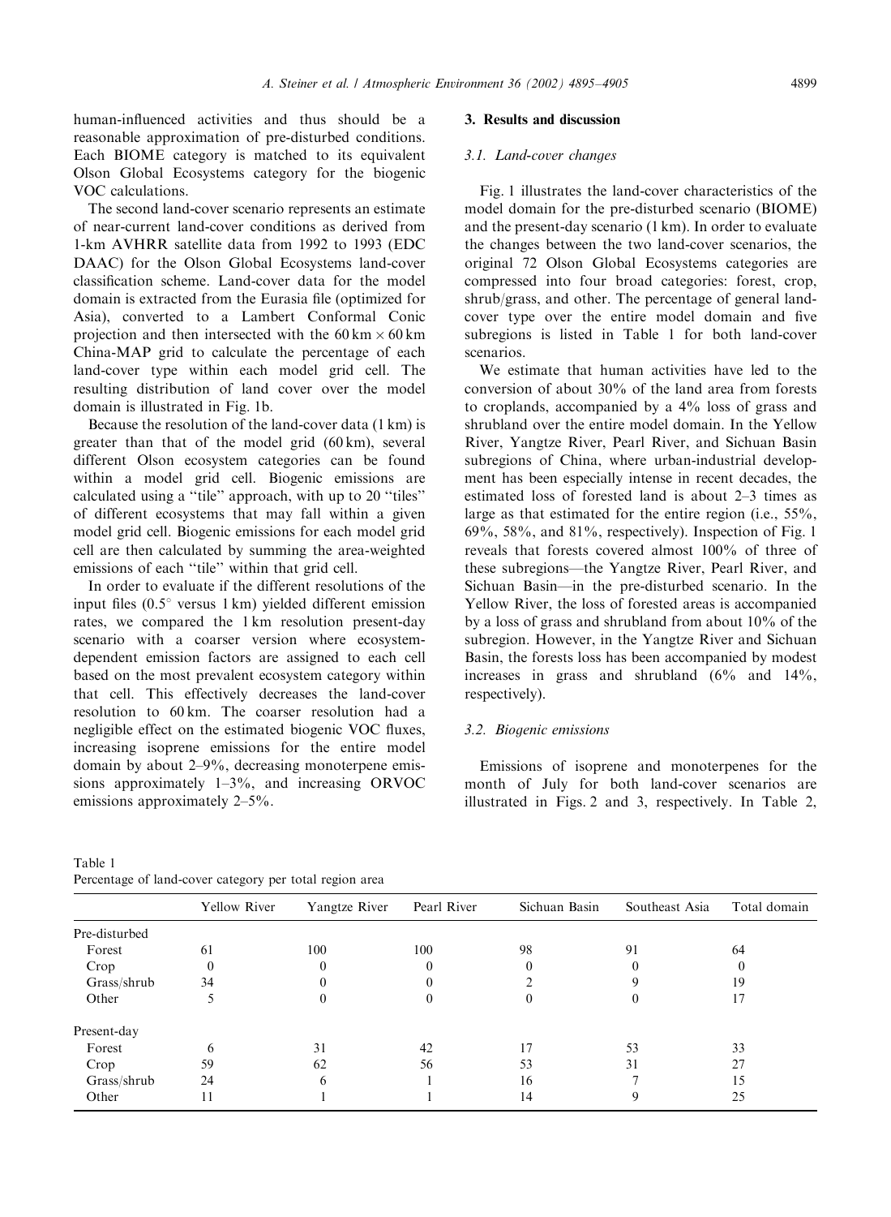human-influenced activities and thus should be a reasonable approximation of pre-disturbed conditions. Each BIOME category is matched to its equivalent Olson Global Ecosystems category for the biogenic VOC calculations.

The second land-cover scenario represents an estimate of near-current land-cover conditions as derived from 1-km AVHRR satellite data from 1992 to 1993 (EDC DAAC) for the Olson Global Ecosystems land-cover classification scheme. Land-cover data for the model domain is extracted from the Eurasia file (optimized for Asia), converted to a Lambert Conformal Conic projection and then intersected with the $60\,\text{km} \times 60\,\text{km}$ China-MAP grid to calculate the percentage of each land-cover type within each model grid cell. The resulting distribution of land cover over the model domain is illustrated in Fig. 1b.

Because the resolution of the land-cover data (1 km) is greater than that of the model grid (60 km), several different Olson ecosystem categories can be found within a model grid cell. Biogenic emissions are calculated using a "tile" approach, with up to 20 "tiles" of different ecosystems that may fall within a given model grid cell. Biogenic emissions for each model grid cell are then calculated by summing the area-weighted emissions of each "tile" within that grid cell.

In order to evaluate if the different resolutions of the input files ($0.5^{\circ}$ versus 1 km) yielded different emission rates, we compared the 1 km resolution present-day scenario with a coarser version where ecosystem-dependent emission factors are assigned to each cell based on the most prevalent ecosystem category within that cell. This effectively decreases the land-cover resolution to 60 km. The coarser resolution had a negligible effect on the estimated biogenic VOC fluxes, increasing isoprene emissions for the entire model domain by about 2–9%, decreasing monoterpene emissions approximately 1–3%, and increasing ORVOC emissions approximately 2–5%.

## 3. Results and discussion

### 3.1. Land-cover changes

Fig. 1 illustrates the land-cover characteristics of the model domain for the pre-disturbed scenario (BIOME) and the present-day scenario (1 km). In order to evaluate the changes between the two land-cover scenarios, the original 72 Olson Global Ecosystems categories are compressed into four broad categories: forest, crop, shrub/grass, and other. The percentage of general land-cover type over the entire model domain and five subregions is listed in Table 1 for both land-cover scenarios.

We estimate that human activities have led to the conversion of about 30% of the land area from forests to croplands, accompanied by a 4% loss of grass and shrubland over the entire model domain. In the Yellow River, Yangtze River, Pearl River, and Sichuan Basin subregions of China, where urban-industrial development has been especially intense in recent decades, the estimated loss of forested land is about 2–3 times as large as that estimated for the entire region (i.e., 55%, 69%, 58%, and 81%, respectively). Inspection of Fig. 1 reveals that forests covered almost 100% of three of these subregions—the Yangtze River, Pearl River, and Sichuan Basin—in the pre-disturbed scenario. In the Yellow River, the loss of forested areas is accompanied by a loss of grass and shrubland from about 10% of the subregion. However, in the Yangtze River and Sichuan Basin, the forests loss has been accompanied by modest increases in grass and shrubland (6% and 14%, respectively).

### 3.2. Biogenic emissions

Emissions of isoprene and monoterpenes for the month of July for both land-cover scenarios are illustrated in Figs. 2 and 3, respectively. In Table 2,

Table 1
Percentage of land-cover category per total region area

| | Yellow River | Yangtze River | Pearl River | Sichuan Basin | Southeast Asia | Total domain |
|---|---|---|---|---|---|---|
| *Pre-disturbed* | | | | | | |
| Forest | 61 | 100 | 100 | 98 | 91 | 64 |
| Crop | 0 | 0 | 0 | 0 | 0 | 0 |
| Grass/shrub | 34 | 0 | 0 | 2 | 9 | 19 |
| Other | 5 | 0 | 0 | 0 | 0 | 17 |
| *Present-day* | | | | | | |
| Forest | 6 | 31 | 42 | 17 | 53 | 33 |
| Crop | 59 | 62 | 56 | 53 | 31 | 27 |
| Grass/shrub | 24 | 6 | 1 | 16 | 7 | 15 |
| Other | 11 | 1 | 1 | 14 | 9 | 25 |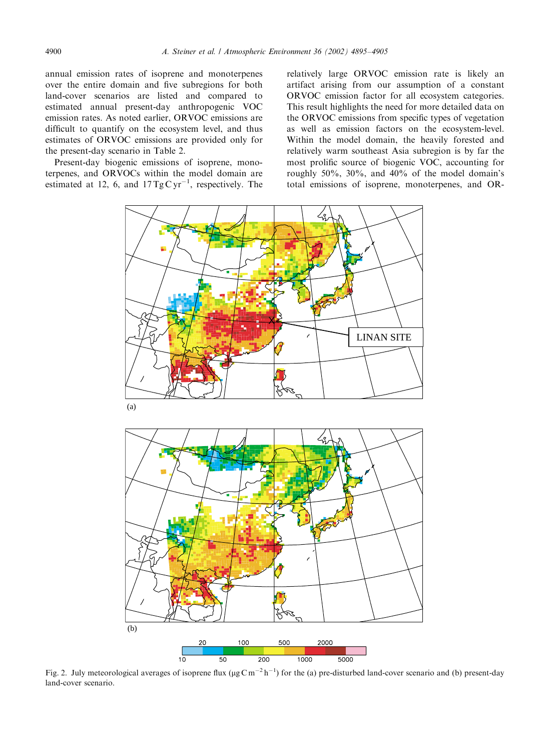annual emission rates of isoprene and monoterpenes over the entire domain and five subregions for both land-cover scenarios are listed and compared to estimated annual present-day anthropogenic VOC emission rates. As noted earlier, ORVOC emissions are difficult to quantify on the ecosystem level, and thus estimates of ORVOC emissions are provided only for the present-day scenario in Table 2.

Present-day biogenic emissions of isoprene, monoterpenes, and ORVOCs within the model domain are estimated at 12, 6, and 17 $\mathrm{Tg\,C\,yr^{-1}}$, respectively. The relatively large ORVOC emission rate is likely an artifact arising from our assumption of a constant ORVOC emission factor for all ecosystem categories. This result highlights the need for more detailed data on the ORVOC emissions from specific types of vegetation as well as emission factors on the ecosystem-level. Within the model domain, the heavily forested and relatively warm southeast Asia subregion is by far the most prolific source of biogenic VOC, accounting for roughly 50%, 30%, and 40% of the model domain's total emissions of isoprene, monoterpenes, and OR-

Fig. 2. July meteorological averages of isoprene flux ($\mu\mathrm{g\,C\,m^{-2}\,h^{-1}}$) for the (a) pre-disturbed land-cover scenario and (b) present-day land-cover scenario.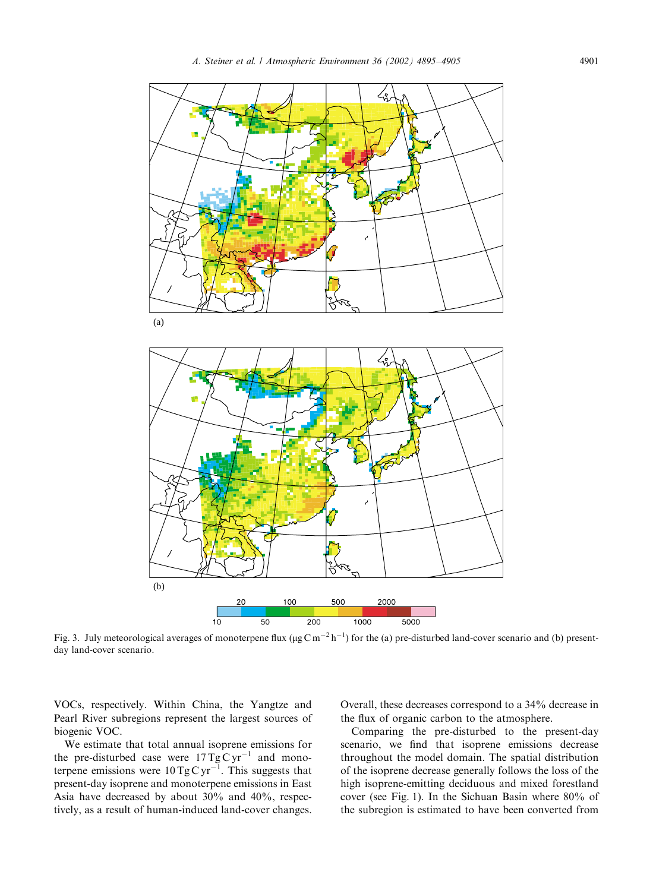Fig. 3. July meteorological averages of monoterpene flux ($\mu g\,C\,m^{-2}\,h^{-1}$) for the (a) pre-disturbed land-cover scenario and (b) present-day land-cover scenario.

VOCs, respectively. Within China, the Yangtze and Pearl River subregions represent the largest sources of biogenic VOC.

We estimate that total annual isoprene emissions for the pre-disturbed case were $17\,Tg\,C\,yr^{-1}$ and monoterpene emissions were $10\,Tg\,C\,yr^{-1}$. This suggests that present-day isoprene and monoterpene emissions in East Asia have decreased by about 30% and 40%, respectively, as a result of human-induced land-cover changes. Overall, these decreases correspond to a 34% decrease in the flux of organic carbon to the atmosphere.

Comparing the pre-disturbed to the present-day scenario, we find that isoprene emissions decrease throughout the model domain. The spatial distribution of the isoprene decrease generally follows the loss of the high isoprene-emitting deciduous and mixed forestland cover (see Fig. 1). In the Sichuan Basin where 80% of the subregion is estimated to have been converted from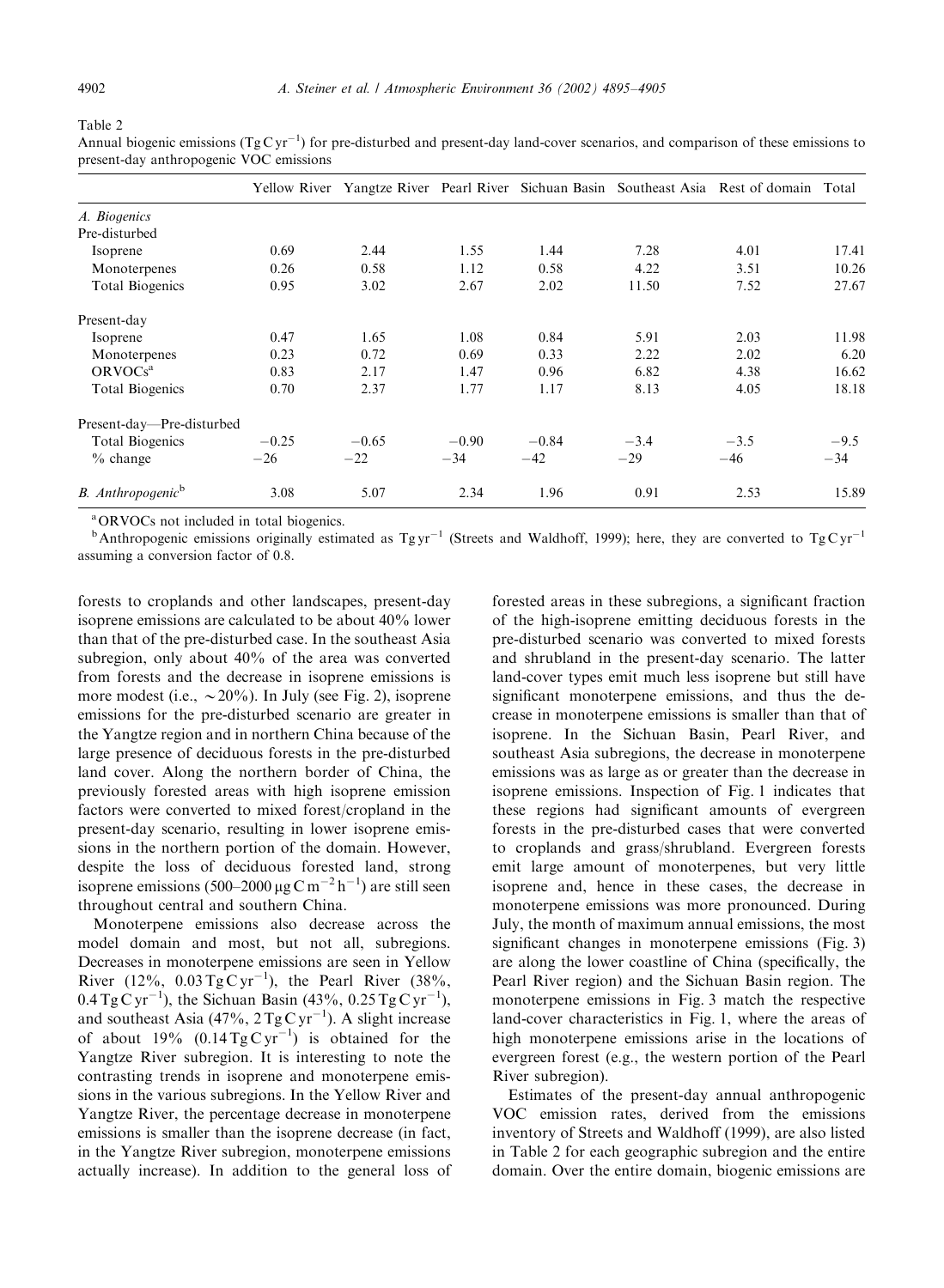Table 2
Annual biogenic emissions ($Tg\,C\,yr^{-1}$) for pre-disturbed and present-day land-cover scenarios, and comparison of these emissions to present-day anthropogenic VOC emissions

| | Yellow River | Yangtze River | Pearl River | Sichuan Basin | Southeast Asia | Rest of domain | Total |
|---|---|---|---|---|---|---|---|
| *A. Biogenics* | | | | | | | |
| Pre-disturbed | | | | | | | |
| Isoprene | 0.69 | 2.44 | 1.55 | 1.44 | 7.28 | 4.01 | 17.41 |
| Monoterpenes | 0.26 | 0.58 | 1.12 | 0.58 | 4.22 | 3.51 | 10.26 |
| Total Biogenics | 0.95 | 3.02 | 2.67 | 2.02 | 11.50 | 7.52 | 27.67 |
| Present-day | | | | | | | |
| Isoprene | 0.47 | 1.65 | 1.08 | 0.84 | 5.91 | 2.03 | 11.98 |
| Monoterpenes | 0.23 | 0.72 | 0.69 | 0.33 | 2.22 | 2.02 | 6.20 |
| ORVOCs[a] | 0.83 | 2.17 | 1.47 | 0.96 | 6.82 | 4.38 | 16.62 |
| Total Biogenics | 0.70 | 2.37 | 1.77 | 1.17 | 8.13 | 4.05 | 18.18 |
| Present-day—Pre-disturbed | | | | | | | |
| Total Biogenics | −0.25 | −0.65 | −0.90 | −0.84 | −3.4 | −3.5 | −9.5 |
| % change | −26 | −22 | −34 | −42 | −29 | −46 | −34 |
| *B. Anthropogenic*[b] | 3.08 | 5.07 | 2.34 | 1.96 | 0.91 | 2.53 | 15.89 |

[a] ORVOCs not included in total biogenics.
[b] Anthropogenic emissions originally estimated as $Tg\,yr^{-1}$ (Streets and Waldhoff, 1999); here, they are converted to $Tg\,C\,yr^{-1}$ assuming a conversion factor of 0.8.

forests to croplands and other landscapes, present-day isoprene emissions are calculated to be about 40% lower than that of the pre-disturbed case. In the southeast Asia subregion, only about 40% of the area was converted from forests and the decrease in isoprene emissions is more modest (i.e., ~20%). In July (see Fig. 2), isoprene emissions for the pre-disturbed scenario are greater in the Yangtze region and in northern China because of the large presence of deciduous forests in the pre-disturbed land cover. Along the northern border of China, the previously forested areas with high isoprene emission factors were converted to mixed forest/cropland in the present-day scenario, resulting in lower isoprene emissions in the northern portion of the domain. However, despite the loss of deciduous forested land, strong isoprene emissions (500–2000 $\mu g\,C\,m^{-2}\,h^{-1}$) are still seen throughout central and southern China.

Monoterpene emissions also decrease across the model domain and most, but not all, subregions. Decreases in monoterpene emissions are seen in Yellow River (12%, 0.03 $Tg\,C\,yr^{-1}$), the Pearl River (38%, 0.4 $Tg\,C\,yr^{-1}$), the Sichuan Basin (43%, 0.25 $Tg\,C\,yr^{-1}$), and southeast Asia (47%, 2 $Tg\,C\,yr^{-1}$). A slight increase of about 19% (0.14 $Tg\,C\,yr^{-1}$) is obtained for the Yangtze River subregion. It is interesting to note the contrasting trends in isoprene and monoterpene emissions in the various subregions. In the Yellow River and Yangtze River, the percentage decrease in monoterpene emissions is smaller than the isoprene decrease (in fact, in the Yangtze River subregion, monoterpene emissions actually increase). In addition to the general loss of forested areas in these subregions, a significant fraction of the high-isoprene emitting deciduous forests in the pre-disturbed scenario was converted to mixed forests and shrubland in the present-day scenario. The latter land-cover types emit much less isoprene but still have significant monoterpene emissions, and thus the decrease in monoterpene emissions is smaller than that of isoprene. In the Sichuan Basin, Pearl River, and southeast Asia subregions, the decrease in monoterpene emissions was as large as or greater than the decrease in isoprene emissions. Inspection of Fig. 1 indicates that these regions had significant amounts of evergreen forests in the pre-disturbed cases that were converted to croplands and grass/shrubland. Evergreen forests emit large amount of monoterpenes, but very little isoprene and, hence in these cases, the decrease in monoterpene emissions was more pronounced. During July, the month of maximum annual emissions, the most significant changes in monoterpene emissions (Fig. 3) are along the lower coastline of China (specifically, the Pearl River region) and the Sichuan Basin region. The monoterpene emissions in Fig. 3 match the respective land-cover characteristics in Fig. 1, where the areas of high monoterpene emissions arise in the locations of evergreen forest (e.g., the western portion of the Pearl River subregion).

Estimates of the present-day annual anthropogenic VOC emission rates, derived from the emissions inventory of Streets and Waldhoff (1999), are also listed in Table 2 for each geographic subregion and the entire domain. Over the entire domain, biogenic emissions are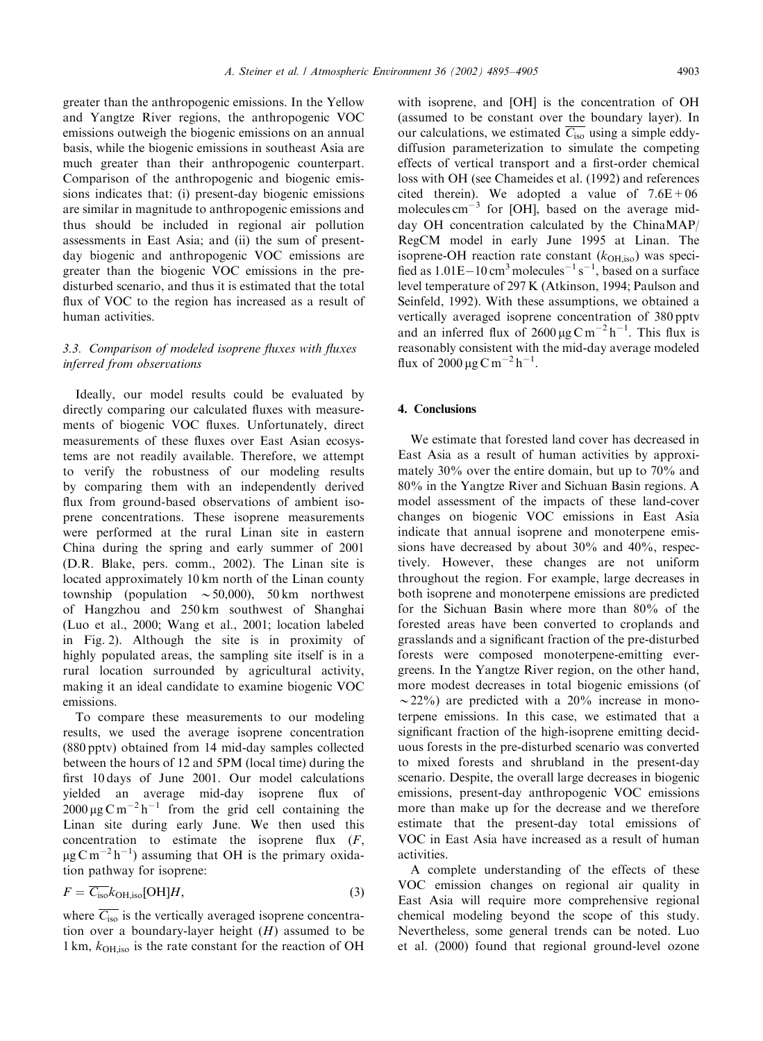greater than the anthropogenic emissions. In the Yellow and Yangtze River regions, the anthropogenic VOC emissions outweigh the biogenic emissions on an annual basis, while the biogenic emissions in southeast Asia are much greater than their anthropogenic counterpart. Comparison of the anthropogenic and biogenic emissions indicates that: (i) present-day biogenic emissions are similar in magnitude to anthropogenic emissions and thus should be included in regional air pollution assessments in East Asia; and (ii) the sum of present-day biogenic and anthropogenic VOC emissions are greater than the biogenic VOC emissions in the pre-disturbed scenario, and thus it is estimated that the total flux of VOC to the region has increased as a result of human activities.

### 3.3. Comparison of modeled isoprene fluxes with fluxes inferred from observations

Ideally, our model results could be evaluated by directly comparing our calculated fluxes with measurements of biogenic VOC fluxes. Unfortunately, direct measurements of these fluxes over East Asian ecosystems are not readily available. Therefore, we attempt to verify the robustness of our modeling results by comparing them with an independently derived flux from ground-based observations of ambient isoprene concentrations. These isoprene measurements were performed at the rural Linan site in eastern China during the spring and early summer of 2001 (D.R. Blake, pers. comm., 2002). The Linan site is located approximately 10 km north of the Linan county township (population ~50,000), 50 km northwest of Hangzhou and 250 km southwest of Shanghai (Luo et al., 2000; Wang et al., 2001; location labeled in Fig. 2). Although the site is in proximity of highly populated areas, the sampling site itself is in a rural location surrounded by agricultural activity, making it an ideal candidate to examine biogenic VOC emissions.

To compare these measurements to our modeling results, we used the average isoprene concentration (880 pptv) obtained from 14 mid-day samples collected between the hours of 12 and 5PM (local time) during the first 10 days of June 2001. Our model calculations yielded an average mid-day isoprene flux of $2000\,\mu g\,C\,m^{-2}\,h^{-1}$ from the grid cell containing the Linan site during early June. We then used this concentration to estimate the isoprene flux ($F$, $\mu g\,C\,m^{-2}\,h^{-1}$) assuming that OH is the primary oxidation pathway for isoprene:

$$F = \overline{C_{iso}} k_{OH,iso} [OH] H, \tag{3}$$

where $\overline{C_{iso}}$ is the vertically averaged isoprene concentration over a boundary-layer height ($H$) assumed to be 1 km, $k_{OH,iso}$ is the rate constant for the reaction of OH with isoprene, and [OH] is the concentration of OH (assumed to be constant over the boundary layer). In our calculations, we estimated $\overline{C_{iso}}$ using a simple eddy-diffusion parameterization to simulate the competing effects of vertical transport and a first-order chemical loss with OH (see Chameides et al. (1992) and references cited therein). We adopted a value of 7.6E+06 molecules $cm^{-3}$ for [OH], based on the average mid-day OH concentration calculated by the ChinaMAP/RegCM model in early June 1995 at Linan. The isoprene-OH reaction rate constant ($k_{OH,iso}$) was specified as 1.01E−10 $cm^3\,molecules^{-1}\,s^{-1}$, based on a surface level temperature of 297 K (Atkinson, 1994; Paulson and Seinfeld, 1992). With these assumptions, we obtained a vertically averaged isoprene concentration of 380 pptv and an inferred flux of $2600\,\mu g\,C\,m^{-2}\,h^{-1}$. This flux is reasonably consistent with the mid-day average modeled flux of $2000\,\mu g\,C\,m^{-2}\,h^{-1}$.

## 4. Conclusions

We estimate that forested land cover has decreased in East Asia as a result of human activities by approximately 30% over the entire domain, but up to 70% and 80% in the Yangtze River and Sichuan Basin regions. A model assessment of the impacts of these land-cover changes on biogenic VOC emissions in East Asia indicate that annual isoprene and monoterpene emissions have decreased by about 30% and 40%, respectively. However, these changes are not uniform throughout the region. For example, large decreases in both isoprene and monoterpene emissions are predicted for the Sichuan Basin where more than 80% of the forested areas have been converted to croplands and grasslands and a significant fraction of the pre-disturbed forests were composed monoterpene-emitting evergreens. In the Yangtze River region, on the other hand, more modest decreases in total biogenic emissions (of ~22%) are predicted with a 20% increase in monoterpene emissions. In this case, we estimated that a significant fraction of the high-isoprene emitting deciduous forests in the pre-disturbed scenario was converted to mixed forests and shrubland in the present-day scenario. Despite, the overall large decreases in biogenic emissions, present-day anthropogenic VOC emissions more than make up for the decrease and we therefore estimate that the present-day total emissions of VOC in East Asia have increased as a result of human activities.

A complete understanding of the effects of these VOC emission changes on regional air quality in East Asia will require more comprehensive regional chemical modeling beyond the scope of this study. Nevertheless, some general trends can be noted. Luo et al. (2000) found that regional ground-level ozone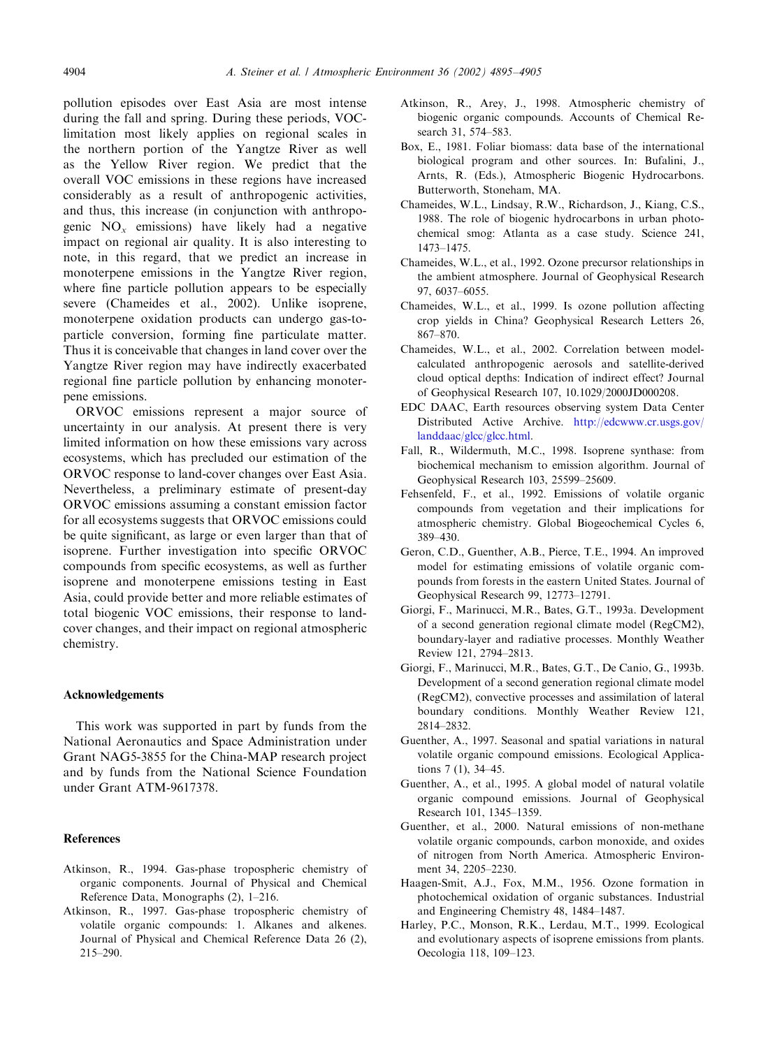pollution episodes over East Asia are most intense during the fall and spring. During these periods, VOC-limitation most likely applies on regional scales in the northern portion of the Yangtze River as well as the Yellow River region. We predict that the overall VOC emissions in these regions have increased considerably as a result of anthropogenic activities, and thus, this increase (in conjunction with anthropogenic $NO_x$ emissions) have likely had a negative impact on regional air quality. It is also interesting to note, in this regard, that we predict an increase in monoterpene emissions in the Yangtze River region, where fine particle pollution appears to be especially severe (Chameides et al., 2002). Unlike isoprene, monoterpene oxidation products can undergo gas-to-particle conversion, forming fine particulate matter. Thus it is conceivable that changes in land cover over the Yangtze River region may have indirectly exacerbated regional fine particle pollution by enhancing monoterpene emissions.

ORVOC emissions represent a major source of uncertainty in our analysis. At present there is very limited information on how these emissions vary across ecosystems, which has precluded our estimation of the ORVOC response to land-cover changes over East Asia. Nevertheless, a preliminary estimate of present-day ORVOC emissions assuming a constant emission factor for all ecosystems suggests that ORVOC emissions could be quite significant, as large or even larger than that of isoprene. Further investigation into specific ORVOC compounds from specific ecosystems, as well as further isoprene and monoterpene emissions testing in East Asia, could provide better and more reliable estimates of total biogenic VOC emissions, their response to land-cover changes, and their impact on regional atmospheric chemistry.

## Acknowledgements

This work was supported in part by funds from the National Aeronautics and Space Administration under Grant NAG5-3855 for the China-MAP research project and by funds from the National Science Foundation under Grant ATM-9617378.

## References

Atkinson, R., 1994. Gas-phase tropospheric chemistry of organic components. Journal of Physical and Chemical Reference Data, Monographs (2), 1–216.

Atkinson, R., 1997. Gas-phase tropospheric chemistry of volatile organic compounds: 1. Alkanes and alkenes. Journal of Physical and Chemical Reference Data 26 (2), 215–290.

Atkinson, R., Arey, J., 1998. Atmospheric chemistry of biogenic organic compounds. Accounts of Chemical Research 31, 574–583.

Box, E., 1981. Foliar biomass: data base of the international biological program and other sources. In: Bufalini, J., Arnts, R. (Eds.), Atmospheric Biogenic Hydrocarbons. Butterworth, Stoneham, MA.

Chameides, W.L., Lindsay, R.W., Richardson, J., Kiang, C.S., 1988. The role of biogenic hydrocarbons in urban photochemical smog: Atlanta as a case study. Science 241, 1473–1475.

Chameides, W.L., et al., 1992. Ozone precursor relationships in the ambient atmosphere. Journal of Geophysical Research 97, 6037–6055.

Chameides, W.L., et al., 1999. Is ozone pollution affecting crop yields in China? Geophysical Research Letters 26, 867–870.

Chameides, W.L., et al., 2002. Correlation between model-calculated anthropogenic aerosols and satellite-derived cloud optical depths: Indication of indirect effect? Journal of Geophysical Research 107, 10.1029/2000JD000208.

EDC DAAC, Earth resources observing system Data Center Distributed Active Archive. http://edcwww.cr.usgs.gov/landdaac/glcc/glcc.html.

Fall, R., Wildermuth, M.C., 1998. Isoprene synthase: from biochemical mechanism to emission algorithm. Journal of Geophysical Research 103, 25599–25609.

Fehsenfeld, F., et al., 1992. Emissions of volatile organic compounds from vegetation and their implications for atmospheric chemistry. Global Biogeochemical Cycles 6, 389–430.

Geron, C.D., Guenther, A.B., Pierce, T.E., 1994. An improved model for estimating emissions of volatile organic compounds from forests in the eastern United States. Journal of Geophysical Research 99, 12773–12791.

Giorgi, F., Marinucci, M.R., Bates, G.T., 1993a. Development of a second generation regional climate model (RegCM2), boundary-layer and radiative processes. Monthly Weather Review 121, 2794–2813.

Giorgi, F., Marinucci, M.R., Bates, G.T., De Canio, G., 1993b. Development of a second generation regional climate model (RegCM2), convective processes and assimilation of lateral boundary conditions. Monthly Weather Review 121, 2814–2832.

Guenther, A., 1997. Seasonal and spatial variations in natural volatile organic compound emissions. Ecological Applications 7 (1), 34–45.

Guenther, A., et al., 1995. A global model of natural volatile organic compound emissions. Journal of Geophysical Research 101, 1345–1359.

Guenther, et al., 2000. Natural emissions of non-methane volatile organic compounds, carbon monoxide, and oxides of nitrogen from North America. Atmospheric Environment 34, 2205–2230.

Haagen-Smit, A.J., Fox, M.M., 1956. Ozone formation in photochemical oxidation of organic substances. Industrial and Engineering Chemistry 48, 1484–1487.

Harley, P.C., Monson, R.K., Lerdau, M.T., 1999. Ecological and evolutionary aspects of isoprene emissions from plants. Oecologia 118, 109–123.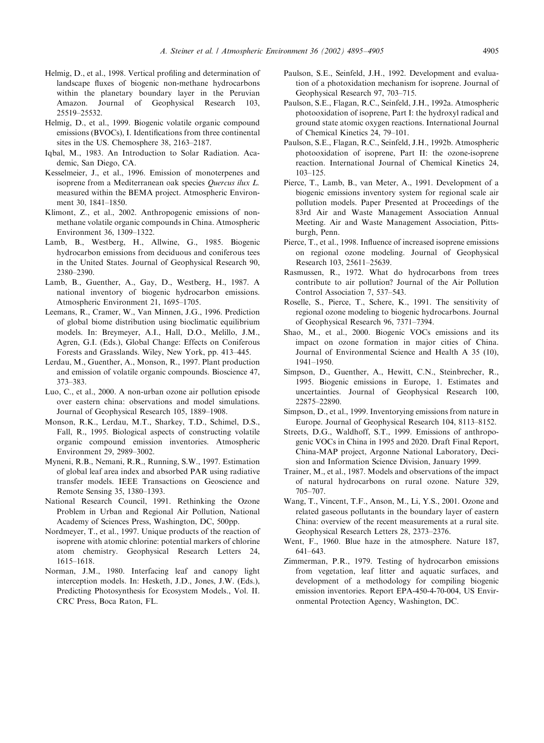Helmig, D., et al., 1998. Vertical profiling and determination of landscape fluxes of biogenic non-methane hydrocarbons within the planetary boundary layer in the Peruvian Amazon. Journal of Geophysical Research 103, 25519–25532.

Helmig, D., et al., 1999. Biogenic volatile organic compound emissions (BVOCs), I. Identifications from three continental sites in the US. Chemosphere 38, 2163–2187.

Iqbal, M., 1983. An Introduction to Solar Radiation. Academic, San Diego, CA.

Kesselmeier, J., et al., 1996. Emission of monoterpenes and isoprene from a Mediterranean oak species *Quercus ilux L.* measured within the BEMA project. Atmospheric Environment 30, 1841–1850.

Klimont, Z., et al., 2002. Anthropogenic emissions of non-methane volatile organic compounds in China. Atmospheric Environment 36, 1309–1322.

Lamb, B., Westberg, H., Allwine, G., 1985. Biogenic hydrocarbon emissions from deciduous and coniferous tees in the United States. Journal of Geophysical Research 90, 2380–2390.

Lamb, B., Guenther, A., Gay, D., Westberg, H., 1987. A national inventory of biogenic hydrocarbon emissions. Atmospheric Environment 21, 1695–1705.

Leemans, R., Cramer, W., Van Minnen, J.G., 1996. Prediction of global biome distribution using bioclimatic equilibrium models. In: Breymeyer, A.I., Hall, D.O., Melillo, J.M., Agren, G.I. (Eds.), Global Change: Effects on Coniferous Forests and Grasslands. Wiley, New York, pp. 413–445.

Lerdau, M., Guenther, A., Monson, R., 1997. Plant production and emission of volatile organic compounds. Bioscience 47, 373–383.

Luo, C., et al., 2000. A non-urban ozone air pollution episode over eastern china: observations and model simulations. Journal of Geophysical Research 105, 1889–1908.

Monson, R.K., Lerdau, M.T., Sharkey, T.D., Schimel, D.S., Fall, R., 1995. Biological aspects of constructing volatile organic compound emission inventories. Atmospheric Environment 29, 2989–3002.

Myneni, R.B., Nemani, R.R., Running, S.W., 1997. Estimation of global leaf area index and absorbed PAR using radiative transfer models. IEEE Transactions on Geoscience and Remote Sensing 35, 1380–1393.

National Research Council, 1991. Rethinking the Ozone Problem in Urban and Regional Air Pollution, National Academy of Sciences Press, Washington, DC, 500pp.

Nordmeyer, T., et al., 1997. Unique products of the reaction of isoprene with atomic chlorine: potential markers of chlorine atom chemistry. Geophysical Research Letters 24, 1615–1618.

Norman, J.M., 1980. Interfacing leaf and canopy light interception models. In: Hesketh, J.D., Jones, J.W. (Eds.), Predicting Photosynthesis for Ecosystem Models., Vol. II. CRC Press, Boca Raton, FL.

Paulson, S.E., Seinfeld, J.H., 1992. Development and evaluation of a photoxidation mechanism for isoprene. Journal of Geophysical Research 97, 703–715.

Paulson, S.E., Flagan, R.C., Seinfeld, J.H., 1992a. Atmospheric photooxidation of isoprene, Part I: the hydroxyl radical and ground state atomic oxygen reactions. International Journal of Chemical Kinetics 24, 79–101.

Paulson, S.E., Flagan, R.C., Seinfeld, J.H., 1992b. Atmospheric photooxidation of isoprene, Part II: the ozone-isoprene reaction. International Journal of Chemical Kinetics 24, 103–125.

Pierce, T., Lamb, B., van Meter, A., 1991. Development of a biogenic emissions inventory system for regional scale air pollution models. Paper Presented at Proceedings of the 83rd Air and Waste Management Association Annual Meeting. Air and Waste Management Association, Pittsburgh, Penn.

Pierce, T., et al., 1998. Influence of increased isoprene emissions on regional ozone modeling. Journal of Geophysical Research 103, 25611–25639.

Rasmussen, R., 1972. What do hydrocarbons from trees contribute to air pollution? Journal of the Air Pollution Control Association 7, 537–543.

Roselle, S., Pierce, T., Schere, K., 1991. The sensitivity of regional ozone modeling to biogenic hydrocarbons. Journal of Geophysical Research 96, 7371–7394.

Shao, M., et al., 2000. Biogenic VOCs emissions and its impact on ozone formation in major cities of China. Journal of Environmental Science and Health A 35 (10), 1941–1950.

Simpson, D., Guenther, A., Hewitt, C.N., Steinbrecher, R., 1995. Biogenic emissions in Europe, 1. Estimates and uncertainties. Journal of Geophysical Research 100, 22875–22890.

Simpson, D., et al., 1999. Inventorying emissions from nature in Europe. Journal of Geophysical Research 104, 8113–8152.

Streets, D.G., Waldhoff, S.T., 1999. Emissions of anthropogenic VOCs in China in 1995 and 2020. Draft Final Report, China-MAP project, Argonne National Laboratory, Decision and Information Science Division, January 1999.

Trainer, M., et al., 1987. Models and observations of the impact of natural hydrocarbons on rural ozone. Nature 329, 705–707.

Wang, T., Vincent, T.F., Anson, M., Li, Y.S., 2001. Ozone and related gaseous pollutants in the boundary layer of eastern China: overview of the recent measurements at a rural site. Geophysical Research Letters 28, 2373–2376.

Went, F., 1960. Blue haze in the atmosphere. Nature 187, 641–643.

Zimmerman, P.R., 1979. Testing of hydrocarbon emissions from vegetation, leaf litter and aquatic surfaces, and development of a methodology for compiling biogenic emission inventories. Report EPA-450-4-70-004, US Environmental Protection Agency, Washington, DC.